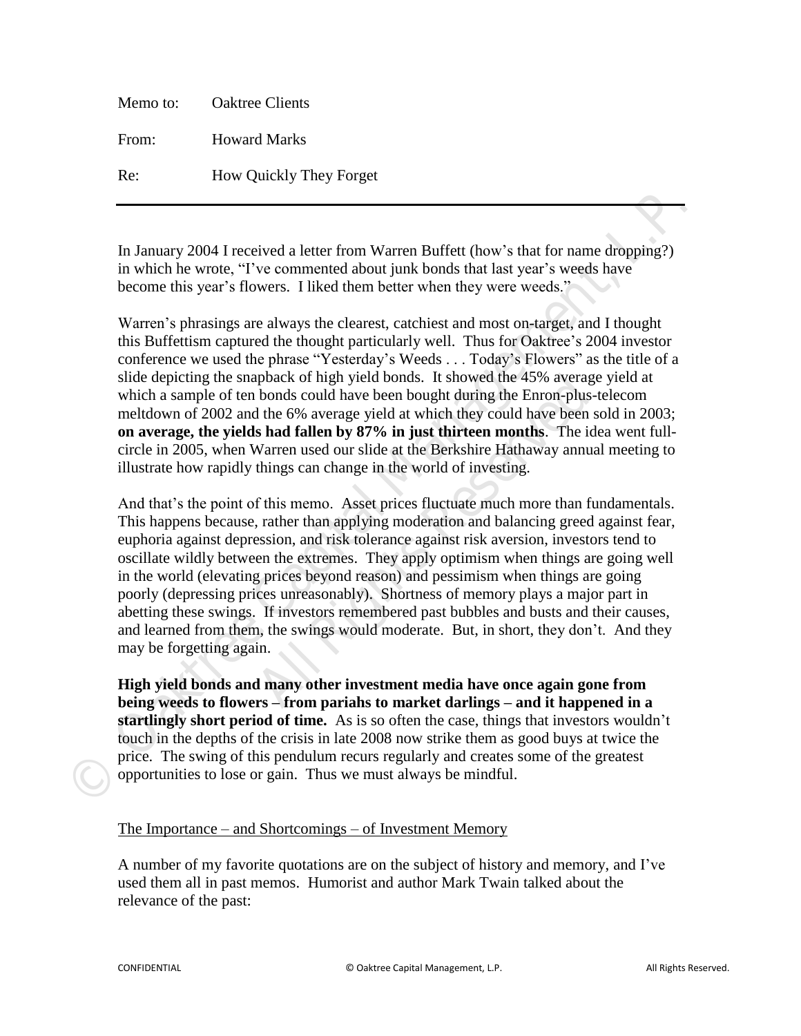Memo to: Oaktree Clients

From: Howard Marks

Re: How Quickly They Forget

---

In January 2004 I received a letter from Warren Buffett (how's that for name dropping?) in which he wrote, "I've commented about junk bonds that last year's weeds have become this year's flowers. I liked them better when they were weeds."

Warren's phrasings are always the clearest, catchiest and most on-target, and I thought this Buffettism captured the thought particularly well. Thus for Oaktree's 2004 investor conference we used the phrase "Yesterday's Weeds . . . Today's Flowers" as the title of a slide depicting the snapback of high yield bonds. It showed the 45% average yield at which a sample of ten bonds could have been bought during the Enron-plus-telecom meltdown of 2002 and the 6% average yield at which they could have been sold in 2003; **on average, the yields had fallen by 87% in just thirteen months**. The idea went full-circle in 2005, when Warren used our slide at the Berkshire Hathaway annual meeting to illustrate how rapidly things can change in the world of investing.

And that's the point of this memo. Asset prices fluctuate much more than fundamentals. This happens because, rather than applying moderation and balancing greed against fear, euphoria against depression, and risk tolerance against risk aversion, investors tend to oscillate wildly between the extremes. They apply optimism when things are going well in the world (elevating prices beyond reason) and pessimism when things are going poorly (depressing prices unreasonably). Shortness of memory plays a major part in abetting these swings. If investors remembered past bubbles and busts and their causes, and learned from them, the swings would moderate. But, in short, they don't. And they may be forgetting again.

**High yield bonds and many other investment media have once again gone from being weeds to flowers – from pariahs to market darlings – and it happened in a startlingly short period of time.** As is so often the case, things that investors wouldn't touch in the depths of the crisis in late 2008 now strike them as good buys at twice the price. The swing of this pendulum recurs regularly and creates some of the greatest opportunities to lose or gain. Thus we must always be mindful.

## The Importance – and Shortcomings – of Investment Memory

A number of my favorite quotations are on the subject of history and memory, and I've used them all in past memos. Humorist and author Mark Twain talked about the relevance of the past: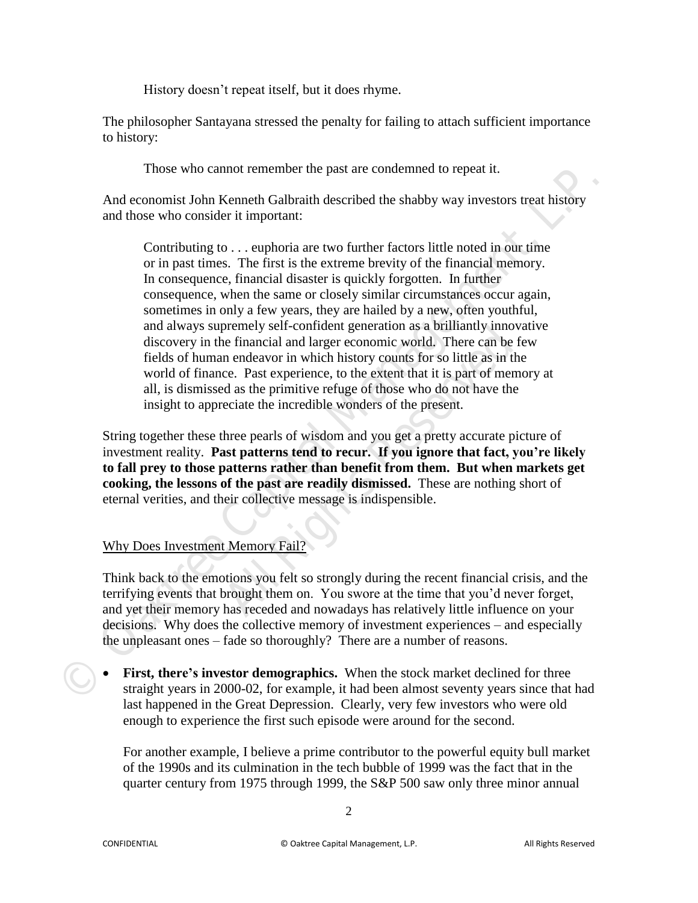History doesn't repeat itself, but it does rhyme.

The philosopher Santayana stressed the penalty for failing to attach sufficient importance to history:

> Those who cannot remember the past are condemned to repeat it.

And economist John Kenneth Galbraith described the shabby way investors treat history and those who consider it important:

> Contributing to . . . euphoria are two further factors little noted in our time or in past times. The first is the extreme brevity of the financial memory. In consequence, financial disaster is quickly forgotten. In further consequence, when the same or closely similar circumstances occur again, sometimes in only a few years, they are hailed by a new, often youthful, and always supremely self-confident generation as a brilliantly innovative discovery in the financial and larger economic world. There can be few fields of human endeavor in which history counts for so little as in the world of finance. Past experience, to the extent that it is part of memory at all, is dismissed as the primitive refuge of those who do not have the insight to appreciate the incredible wonders of the present.

String together these three pearls of wisdom and you get a pretty accurate picture of investment reality. **Past patterns tend to recur. If you ignore that fact, you're likely to fall prey to those patterns rather than benefit from them. But when markets get cooking, the lessons of the past are readily dismissed.** These are nothing short of eternal verities, and their collective message is indispensible.

## Why Does Investment Memory Fail?

Think back to the emotions you felt so strongly during the recent financial crisis, and the terrifying events that brought them on. You swore at the time that you'd never forget, and yet their memory has receded and nowadays has relatively little influence on your decisions. Why does the collective memory of investment experiences – and especially the unpleasant ones – fade so thoroughly? There are a number of reasons.

- **First, there's investor demographics.** When the stock market declined for three straight years in 2000-02, for example, it had been almost seventy years since that had last happened in the Great Depression. Clearly, very few investors who were old enough to experience the first such episode were around for the second.

  For another example, I believe a prime contributor to the powerful equity bull market of the 1990s and its culmination in the tech bubble of 1999 was the fact that in the quarter century from 1975 through 1999, the S&P 500 saw only three minor annual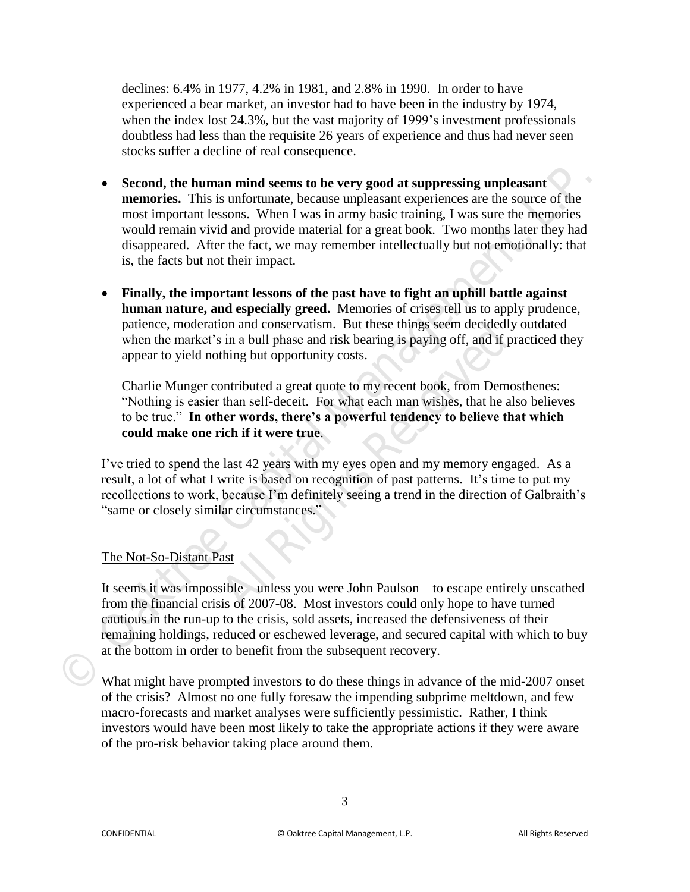declines: 6.4% in 1977, 4.2% in 1981, and 2.8% in 1990. In order to have experienced a bear market, an investor had to have been in the industry by 1974, when the index lost 24.3%, but the vast majority of 1999's investment professionals doubtless had less than the requisite 26 years of experience and thus had never seen stocks suffer a decline of real consequence.

- **Second, the human mind seems to be very good at suppressing unpleasant memories.** This is unfortunate, because unpleasant experiences are the source of the most important lessons. When I was in army basic training, I was sure the memories would remain vivid and provide material for a great book. Two months later they had disappeared. After the fact, we may remember intellectually but not emotionally: that is, the facts but not their impact.

- **Finally, the important lessons of the past have to fight an uphill battle against human nature, and especially greed.** Memories of crises tell us to apply prudence, patience, moderation and conservatism. But these things seem decidedly outdated when the market's in a bull phase and risk bearing is paying off, and if practiced they appear to yield nothing but opportunity costs.

  Charlie Munger contributed a great quote to my recent book, from Demosthenes: "Nothing is easier than self-deceit. For what each man wishes, that he also believes to be true." **In other words, there's a powerful tendency to believe that which could make one rich if it were true**.

I've tried to spend the last 42 years with my eyes open and my memory engaged. As a result, a lot of what I write is based on recognition of past patterns. It's time to put my recollections to work, because I'm definitely seeing a trend in the direction of Galbraith's "same or closely similar circumstances."

## The Not-So-Distant Past

It seems it was impossible – unless you were John Paulson – to escape entirely unscathed from the financial crisis of 2007-08. Most investors could only hope to have turned cautious in the run-up to the crisis, sold assets, increased the defensiveness of their remaining holdings, reduced or eschewed leverage, and secured capital with which to buy at the bottom in order to benefit from the subsequent recovery.

What might have prompted investors to do these things in advance of the mid-2007 onset of the crisis? Almost no one fully foresaw the impending subprime meltdown, and few macro-forecasts and market analyses were sufficiently pessimistic. Rather, I think investors would have been most likely to take the appropriate actions if they were aware of the pro-risk behavior taking place around them.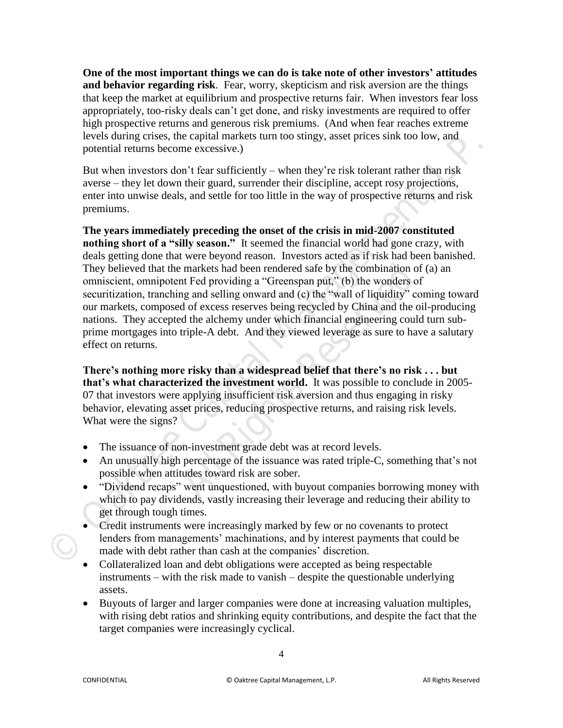**One of the most important things we can do is take note of other investors' attitudes and behavior regarding risk**. Fear, worry, skepticism and risk aversion are the things that keep the market at equilibrium and prospective returns fair. When investors fear loss appropriately, too-risky deals can't get done, and risky investments are required to offer high prospective returns and generous risk premiums. (And when fear reaches extreme levels during crises, the capital markets turn too stingy, asset prices sink too low, and potential returns become excessive.)

But when investors don't fear sufficiently – when they're risk tolerant rather than risk averse – they let down their guard, surrender their discipline, accept rosy projections, enter into unwise deals, and settle for too little in the way of prospective returns and risk premiums.

**The years immediately preceding the onset of the crisis in mid-2007 constituted nothing short of a "silly season."** It seemed the financial world had gone crazy, with deals getting done that were beyond reason. Investors acted as if risk had been banished. They believed that the markets had been rendered safe by the combination of (a) an omniscient, omnipotent Fed providing a "Greenspan put," (b) the wonders of securitization, tranching and selling onward and (c) the "wall of liquidity" coming toward our markets, composed of excess reserves being recycled by China and the oil-producing nations. They accepted the alchemy under which financial engineering could turn sub-prime mortgages into triple-A debt. And they viewed leverage as sure to have a salutary effect on returns.

**There's nothing more risky than a widespread belief that there's no risk . . . but that's what characterized the investment world.** It was possible to conclude in 2005-07 that investors were applying insufficient risk aversion and thus engaging in risky behavior, elevating asset prices, reducing prospective returns, and raising risk levels. What were the signs?

- The issuance of non-investment grade debt was at record levels.
- An unusually high percentage of the issuance was rated triple-C, something that's not possible when attitudes toward risk are sober.
- "Dividend recaps" went unquestioned, with buyout companies borrowing money with which to pay dividends, vastly increasing their leverage and reducing their ability to get through tough times.
- Credit instruments were increasingly marked by few or no covenants to protect lenders from managements' machinations, and by interest payments that could be made with debt rather than cash at the companies' discretion.
- Collateralized loan and debt obligations were accepted as being respectable instruments – with the risk made to vanish – despite the questionable underlying assets.
- Buyouts of larger and larger companies were done at increasing valuation multiples, with rising debt ratios and shrinking equity contributions, and despite the fact that the target companies were increasingly cyclical.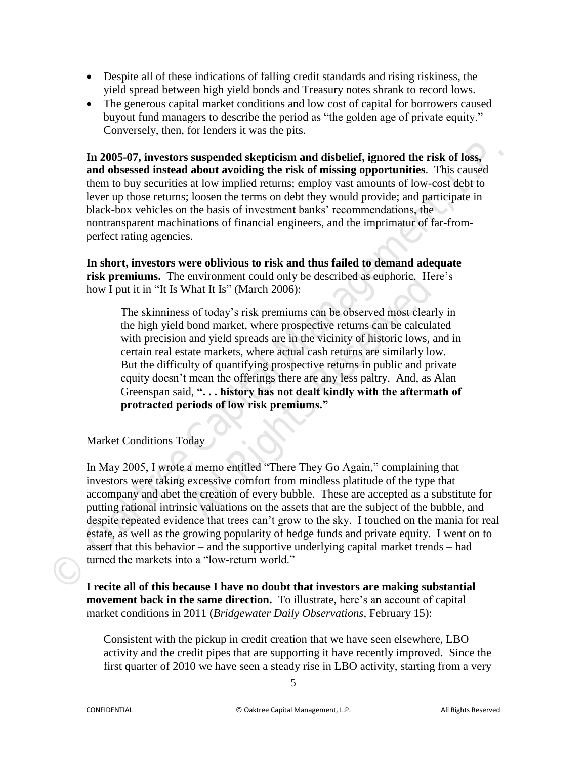- Despite all of these indications of falling credit standards and rising riskiness, the yield spread between high yield bonds and Treasury notes shrank to record lows.
- The generous capital market conditions and low cost of capital for borrowers caused buyout fund managers to describe the period as "the golden age of private equity." Conversely, then, for lenders it was the pits.

**In 2005-07, investors suspended skepticism and disbelief, ignored the risk of loss, and obsessed instead about avoiding the risk of missing opportunities**. This caused them to buy securities at low implied returns; employ vast amounts of low-cost debt to lever up those returns; loosen the terms on debt they would provide; and participate in black-box vehicles on the basis of investment banks' recommendations, the nontransparent machinations of financial engineers, and the imprimatur of far-from-perfect rating agencies.

**In short, investors were oblivious to risk and thus failed to demand adequate risk premiums.** The environment could only be described as euphoric. Here's how I put it in "It Is What It Is" (March 2006):

> The skinniness of today's risk premiums can be observed most clearly in the high yield bond market, where prospective returns can be calculated with precision and yield spreads are in the vicinity of historic lows, and in certain real estate markets, where actual cash returns are similarly low. But the difficulty of quantifying prospective returns in public and private equity doesn't mean the offerings there are any less paltry. And, as Alan Greenspan said, **". . . history has not dealt kindly with the aftermath of protracted periods of low risk premiums."**

Market Conditions Today

In May 2005, I wrote a memo entitled "There They Go Again," complaining that investors were taking excessive comfort from mindless platitude of the type that accompany and abet the creation of every bubble. These are accepted as a substitute for putting rational intrinsic valuations on the assets that are the subject of the bubble, and despite repeated evidence that trees can't grow to the sky. I touched on the mania for real estate, as well as the growing popularity of hedge funds and private equity. I went on to assert that this behavior – and the supportive underlying capital market trends – had turned the markets into a "low-return world."

**I recite all of this because I have no doubt that investors are making substantial movement back in the same direction.** To illustrate, here's an account of capital market conditions in 2011 (*Bridgewater Daily Observations*, February 15):

> Consistent with the pickup in credit creation that we have seen elsewhere, LBO activity and the credit pipes that are supporting it have recently improved. Since the first quarter of 2010 we have seen a steady rise in LBO activity, starting from a very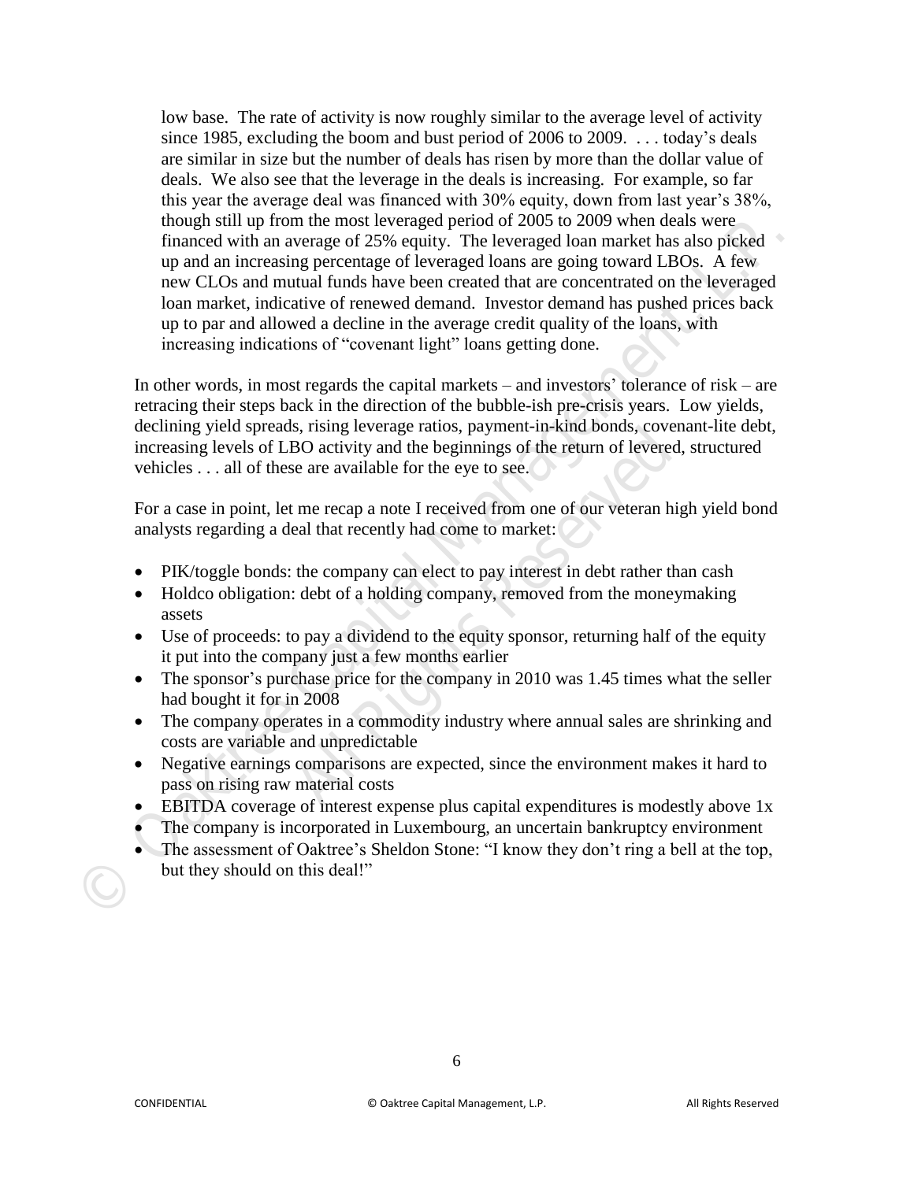> low base. The rate of activity is now roughly similar to the average level of activity since 1985, excluding the boom and bust period of 2006 to 2009. . . . today's deals are similar in size but the number of deals has risen by more than the dollar value of deals. We also see that the leverage in the deals is increasing. For example, so far this year the average deal was financed with 30% equity, down from last year's 38%, though still up from the most leveraged period of 2005 to 2009 when deals were financed with an average of 25% equity. The leveraged loan market has also picked up and an increasing percentage of leveraged loans are going toward LBOs. A few new CLOs and mutual funds have been created that are concentrated on the leveraged loan market, indicative of renewed demand. Investor demand has pushed prices back up to par and allowed a decline in the average credit quality of the loans, with increasing indications of "covenant light" loans getting done.

In other words, in most regards the capital markets – and investors' tolerance of risk – are retracing their steps back in the direction of the bubble-ish pre-crisis years. Low yields, declining yield spreads, rising leverage ratios, payment-in-kind bonds, covenant-lite debt, increasing levels of LBO activity and the beginnings of the return of levered, structured vehicles . . . all of these are available for the eye to see.

For a case in point, let me recap a note I received from one of our veteran high yield bond analysts regarding a deal that recently had come to market:

- PIK/toggle bonds: the company can elect to pay interest in debt rather than cash
- Holdco obligation: debt of a holding company, removed from the moneymaking assets
- Use of proceeds: to pay a dividend to the equity sponsor, returning half of the equity it put into the company just a few months earlier
- The sponsor's purchase price for the company in 2010 was 1.45 times what the seller had bought it for in 2008
- The company operates in a commodity industry where annual sales are shrinking and costs are variable and unpredictable
- Negative earnings comparisons are expected, since the environment makes it hard to pass on rising raw material costs
- EBITDA coverage of interest expense plus capital expenditures is modestly above 1x
- The company is incorporated in Luxembourg, an uncertain bankruptcy environment
- The assessment of Oaktree's Sheldon Stone: "I know they don't ring a bell at the top, but they should on this deal!"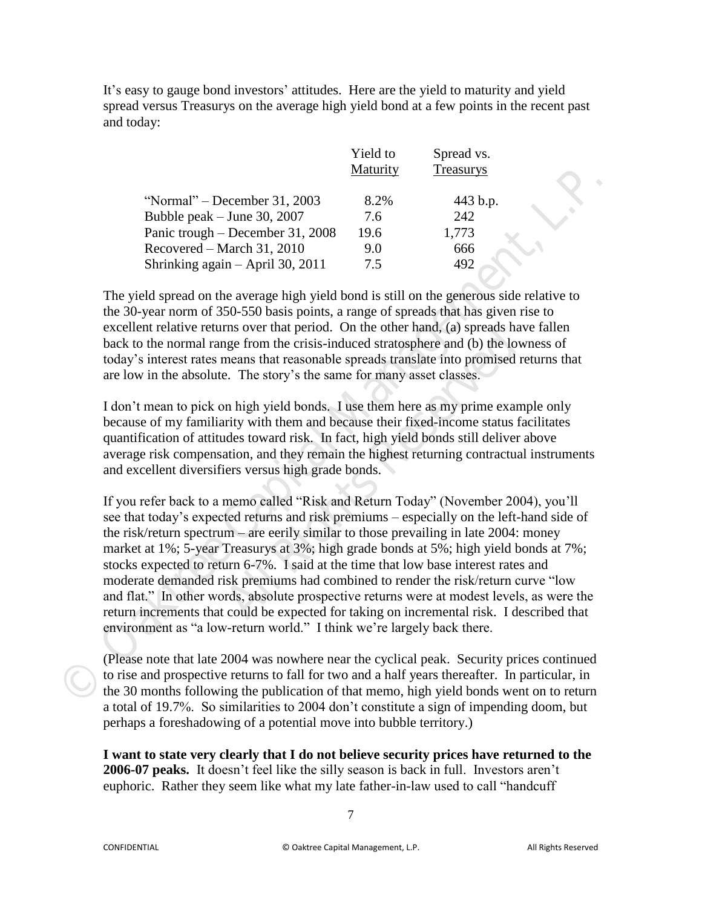It's easy to gauge bond investors' attitudes. Here are the yield to maturity and yield spread versus Treasurys on the average high yield bond at a few points in the recent past and today:

| | Yield to Maturity | Spread vs. Treasurys |
|---|---|---|
| "Normal" – December 31, 2003 | 8.2% | 443 b.p. |
| Bubble peak – June 30, 2007 | 7.6 | 242 |
| Panic trough – December 31, 2008 | 19.6 | 1,773 |
| Recovered – March 31, 2010 | 9.0 | 666 |
| Shrinking again – April 30, 2011 | 7.5 | 492 |

The yield spread on the average high yield bond is still on the generous side relative to the 30-year norm of 350-550 basis points, a range of spreads that has given rise to excellent relative returns over that period. On the other hand, (a) spreads have fallen back to the normal range from the crisis-induced stratosphere and (b) the lowness of today's interest rates means that reasonable spreads translate into promised returns that are low in the absolute. The story's the same for many asset classes.

I don't mean to pick on high yield bonds. I use them here as my prime example only because of my familiarity with them and because their fixed-income status facilitates quantification of attitudes toward risk. In fact, high yield bonds still deliver above average risk compensation, and they remain the highest returning contractual instruments and excellent diversifiers versus high grade bonds.

If you refer back to a memo called "Risk and Return Today" (November 2004), you'll see that today's expected returns and risk premiums – especially on the left-hand side of the risk/return spectrum – are eerily similar to those prevailing in late 2004: money market at 1%; 5-year Treasurys at 3%; high grade bonds at 5%; high yield bonds at 7%; stocks expected to return 6-7%. I said at the time that low base interest rates and moderate demanded risk premiums had combined to render the risk/return curve "low and flat." In other words, absolute prospective returns were at modest levels, as were the return increments that could be expected for taking on incremental risk. I described that environment as "a low-return world." I think we're largely back there.

(Please note that late 2004 was nowhere near the cyclical peak. Security prices continued to rise and prospective returns to fall for two and a half years thereafter. In particular, in the 30 months following the publication of that memo, high yield bonds went on to return a total of 19.7%. So similarities to 2004 don't constitute a sign of impending doom, but perhaps a foreshadowing of a potential move into bubble territory.)

**I want to state very clearly that I do not believe security prices have returned to the 2006-07 peaks.** It doesn't feel like the silly season is back in full. Investors aren't euphoric. Rather they seem like what my late father-in-law used to call "handcuff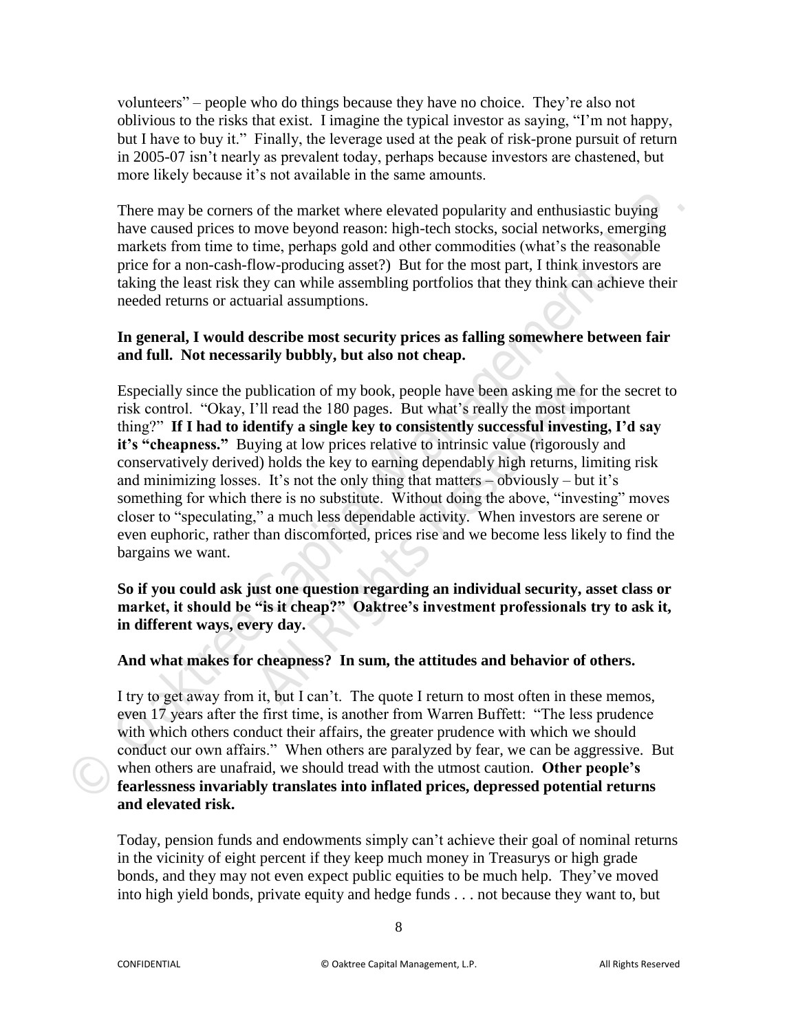volunteers" – people who do things because they have no choice. They're also not oblivious to the risks that exist. I imagine the typical investor as saying, "I'm not happy, but I have to buy it." Finally, the leverage used at the peak of risk-prone pursuit of return in 2005-07 isn't nearly as prevalent today, perhaps because investors are chastened, but more likely because it's not available in the same amounts.

There may be corners of the market where elevated popularity and enthusiastic buying have caused prices to move beyond reason: high-tech stocks, social networks, emerging markets from time to time, perhaps gold and other commodities (what's the reasonable price for a non-cash-flow-producing asset?) But for the most part, I think investors are taking the least risk they can while assembling portfolios that they think can achieve their needed returns or actuarial assumptions.

**In general, I would describe most security prices as falling somewhere between fair and full. Not necessarily bubbly, but also not cheap.**

Especially since the publication of my book, people have been asking me for the secret to risk control. "Okay, I'll read the 180 pages. But what's really the most important thing?" **If I had to identify a single key to consistently successful investing, I'd say it's "cheapness."** Buying at low prices relative to intrinsic value (rigorously and conservatively derived) holds the key to earning dependably high returns, limiting risk and minimizing losses. It's not the only thing that matters – obviously – but it's something for which there is no substitute. Without doing the above, "investing" moves closer to "speculating," a much less dependable activity. When investors are serene or even euphoric, rather than discomforted, prices rise and we become less likely to find the bargains we want.

**So if you could ask just one question regarding an individual security, asset class or market, it should be "is it cheap?" Oaktree's investment professionals try to ask it, in different ways, every day.**

**And what makes for cheapness? In sum, the attitudes and behavior of others.**

I try to get away from it, but I can't. The quote I return to most often in these memos, even 17 years after the first time, is another from Warren Buffett: "The less prudence with which others conduct their affairs, the greater prudence with which we should conduct our own affairs." When others are paralyzed by fear, we can be aggressive. But when others are unafraid, we should tread with the utmost caution. **Other people's fearlessness invariably translates into inflated prices, depressed potential returns and elevated risk.**

Today, pension funds and endowments simply can't achieve their goal of nominal returns in the vicinity of eight percent if they keep much money in Treasurys or high grade bonds, and they may not even expect public equities to be much help. They've moved into high yield bonds, private equity and hedge funds . . . not because they want to, but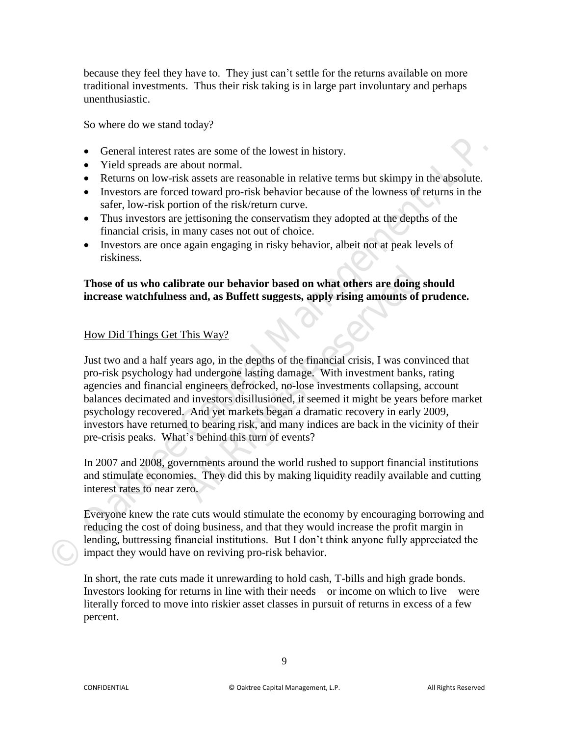because they feel they have to. They just can't settle for the returns available on more traditional investments. Thus their risk taking is in large part involuntary and perhaps unenthusiastic.

So where do we stand today?

- General interest rates are some of the lowest in history.
- Yield spreads are about normal.
- Returns on low-risk assets are reasonable in relative terms but skimpy in the absolute.
- Investors are forced toward pro-risk behavior because of the lowness of returns in the safer, low-risk portion of the risk/return curve.
- Thus investors are jettisoning the conservatism they adopted at the depths of the financial crisis, in many cases not out of choice.
- Investors are once again engaging in risky behavior, albeit not at peak levels of riskiness.

**Those of us who calibrate our behavior based on what others are doing should increase watchfulness and, as Buffett suggests, apply rising amounts of prudence.**

## How Did Things Get This Way?

Just two and a half years ago, in the depths of the financial crisis, I was convinced that pro-risk psychology had undergone lasting damage. With investment banks, rating agencies and financial engineers defrocked, no-lose investments collapsing, account balances decimated and investors disillusioned, it seemed it might be years before market psychology recovered. And yet markets began a dramatic recovery in early 2009, investors have returned to bearing risk, and many indices are back in the vicinity of their pre-crisis peaks. What's behind this turn of events?

In 2007 and 2008, governments around the world rushed to support financial institutions and stimulate economies. They did this by making liquidity readily available and cutting interest rates to near zero.

Everyone knew the rate cuts would stimulate the economy by encouraging borrowing and reducing the cost of doing business, and that they would increase the profit margin in lending, buttressing financial institutions. But I don't think anyone fully appreciated the impact they would have on reviving pro-risk behavior.

In short, the rate cuts made it unrewarding to hold cash, T-bills and high grade bonds. Investors looking for returns in line with their needs – or income on which to live – were literally forced to move into riskier asset classes in pursuit of returns in excess of a few percent.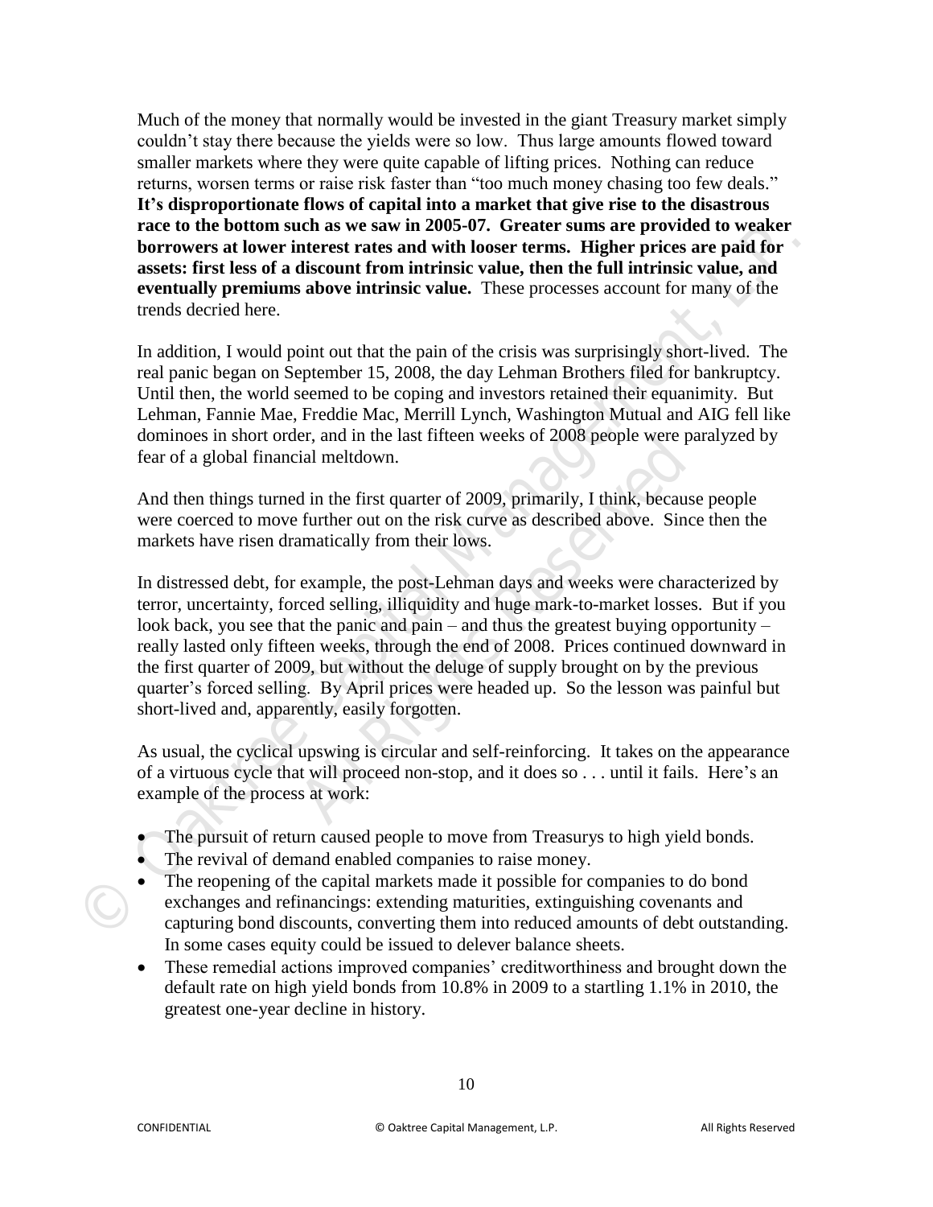Much of the money that normally would be invested in the giant Treasury market simply couldn't stay there because the yields were so low. Thus large amounts flowed toward smaller markets where they were quite capable of lifting prices. Nothing can reduce returns, worsen terms or raise risk faster than "too much money chasing too few deals." **It's disproportionate flows of capital into a market that give rise to the disastrous race to the bottom such as we saw in 2005-07. Greater sums are provided to weaker borrowers at lower interest rates and with looser terms. Higher prices are paid for assets: first less of a discount from intrinsic value, then the full intrinsic value, and eventually premiums above intrinsic value.** These processes account for many of the trends decried here.

In addition, I would point out that the pain of the crisis was surprisingly short-lived. The real panic began on September 15, 2008, the day Lehman Brothers filed for bankruptcy. Until then, the world seemed to be coping and investors retained their equanimity. But Lehman, Fannie Mae, Freddie Mac, Merrill Lynch, Washington Mutual and AIG fell like dominoes in short order, and in the last fifteen weeks of 2008 people were paralyzed by fear of a global financial meltdown.

And then things turned in the first quarter of 2009, primarily, I think, because people were coerced to move further out on the risk curve as described above. Since then the markets have risen dramatically from their lows.

In distressed debt, for example, the post-Lehman days and weeks were characterized by terror, uncertainty, forced selling, illiquidity and huge mark-to-market losses. But if you look back, you see that the panic and pain – and thus the greatest buying opportunity – really lasted only fifteen weeks, through the end of 2008. Prices continued downward in the first quarter of 2009, but without the deluge of supply brought on by the previous quarter's forced selling. By April prices were headed up. So the lesson was painful but short-lived and, apparently, easily forgotten.

As usual, the cyclical upswing is circular and self-reinforcing. It takes on the appearance of a virtuous cycle that will proceed non-stop, and it does so . . . until it fails. Here's an example of the process at work:

- The pursuit of return caused people to move from Treasurys to high yield bonds.
- The revival of demand enabled companies to raise money.
- The reopening of the capital markets made it possible for companies to do bond exchanges and refinancings: extending maturities, extinguishing covenants and capturing bond discounts, converting them into reduced amounts of debt outstanding. In some cases equity could be issued to delever balance sheets.
- These remedial actions improved companies' creditworthiness and brought down the default rate on high yield bonds from 10.8% in 2009 to a startling 1.1% in 2010, the greatest one-year decline in history.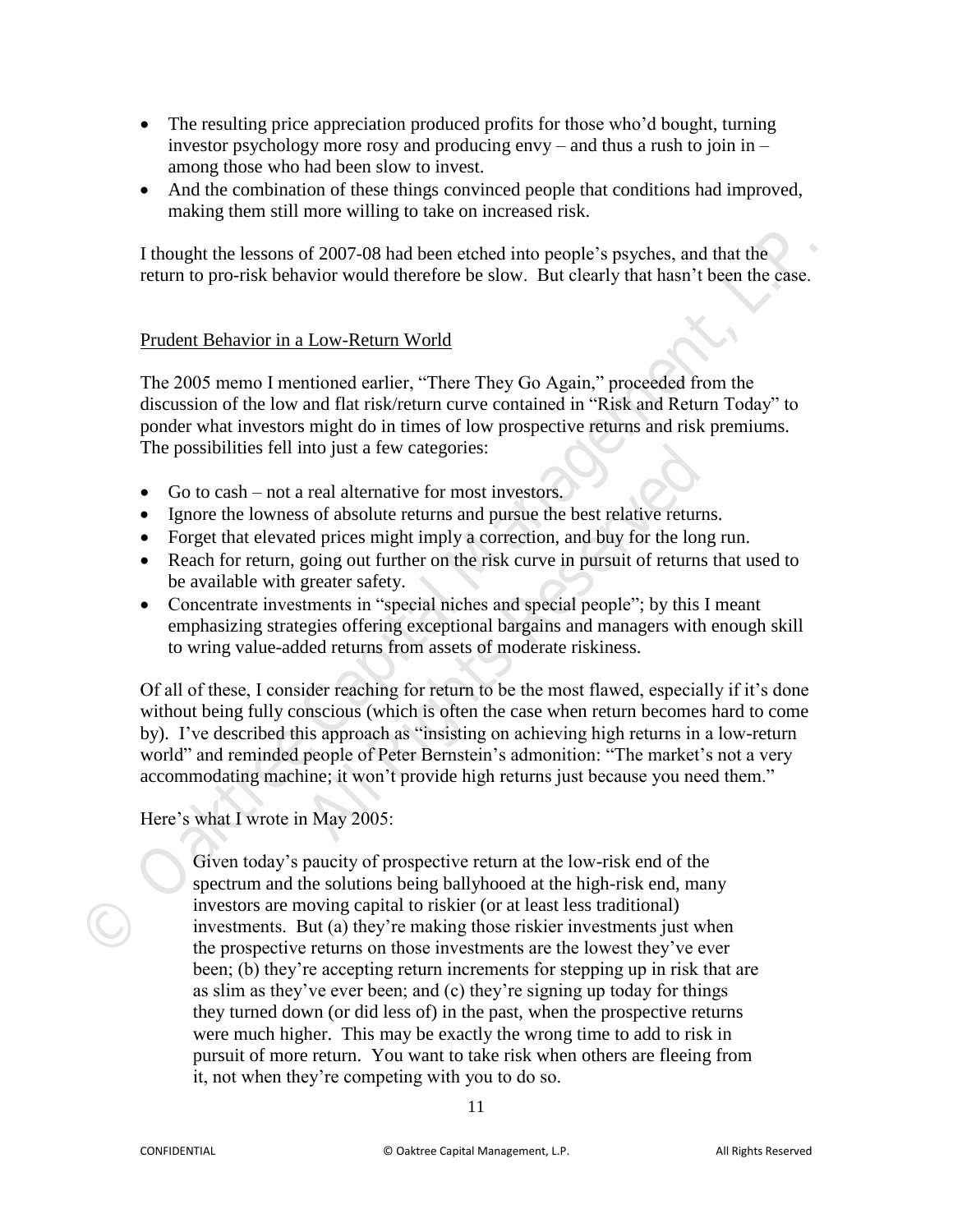- The resulting price appreciation produced profits for those who'd bought, turning investor psychology more rosy and producing envy – and thus a rush to join in – among those who had been slow to invest.
- And the combination of these things convinced people that conditions had improved, making them still more willing to take on increased risk.

I thought the lessons of 2007-08 had been etched into people's psyches, and that the return to pro-risk behavior would therefore be slow. But clearly that hasn't been the case.

## Prudent Behavior in a Low-Return World

The 2005 memo I mentioned earlier, "There They Go Again," proceeded from the discussion of the low and flat risk/return curve contained in "Risk and Return Today" to ponder what investors might do in times of low prospective returns and risk premiums. The possibilities fell into just a few categories:

- Go to cash – not a real alternative for most investors.
- Ignore the lowness of absolute returns and pursue the best relative returns.
- Forget that elevated prices might imply a correction, and buy for the long run.
- Reach for return, going out further on the risk curve in pursuit of returns that used to be available with greater safety.
- Concentrate investments in "special niches and special people"; by this I meant emphasizing strategies offering exceptional bargains and managers with enough skill to wring value-added returns from assets of moderate riskiness.

Of all of these, I consider reaching for return to be the most flawed, especially if it's done without being fully conscious (which is often the case when return becomes hard to come by). I've described this approach as "insisting on achieving high returns in a low-return world" and reminded people of Peter Bernstein's admonition: "The market's not a very accommodating machine; it won't provide high returns just because you need them."

Here's what I wrote in May 2005:

> Given today's paucity of prospective return at the low-risk end of the spectrum and the solutions being ballyhooed at the high-risk end, many investors are moving capital to riskier (or at least less traditional) investments. But (a) they're making those riskier investments just when the prospective returns on those investments are the lowest they've ever been; (b) they're accepting return increments for stepping up in risk that are as slim as they've ever been; and (c) they're signing up today for things they turned down (or did less of) in the past, when the prospective returns were much higher. This may be exactly the wrong time to add to risk in pursuit of more return. You want to take risk when others are fleeing from it, not when they're competing with you to do so.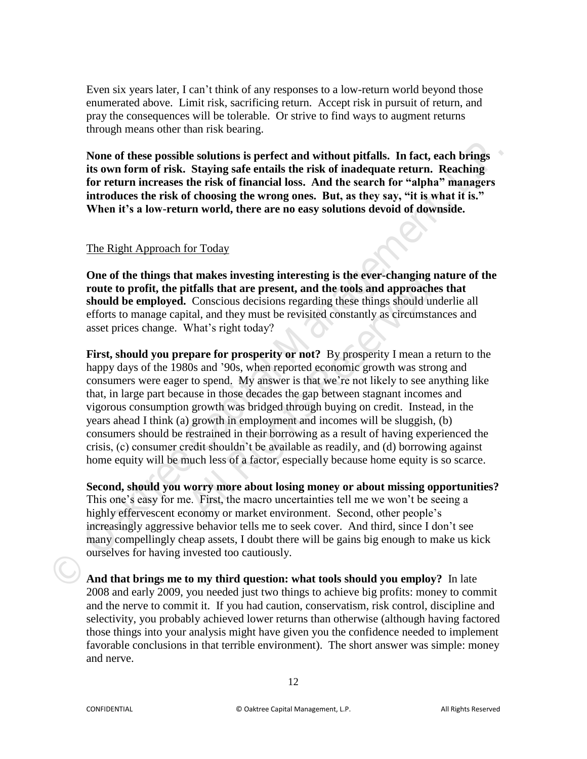Even six years later, I can't think of any responses to a low-return world beyond those enumerated above. Limit risk, sacrificing return. Accept risk in pursuit of return, and pray the consequences will be tolerable. Or strive to find ways to augment returns through means other than risk bearing.

**None of these possible solutions is perfect and without pitfalls. In fact, each brings its own form of risk. Staying safe entails the risk of inadequate return. Reaching for return increases the risk of financial loss. And the search for "alpha" managers introduces the risk of choosing the wrong ones. But, as they say, "it is what it is." When it's a low-return world, there are no easy solutions devoid of downside.**

<u>The Right Approach for Today</u>

**One of the things that makes investing interesting is the ever-changing nature of the route to profit, the pitfalls that are present, and the tools and approaches that should be employed.** Conscious decisions regarding these things should underlie all efforts to manage capital, and they must be revisited constantly as circumstances and asset prices change. What's right today?

**First, should you prepare for prosperity or not?** By prosperity I mean a return to the happy days of the 1980s and '90s, when reported economic growth was strong and consumers were eager to spend. My answer is that we're not likely to see anything like that, in large part because in those decades the gap between stagnant incomes and vigorous consumption growth was bridged through buying on credit. Instead, in the years ahead I think (a) growth in employment and incomes will be sluggish, (b) consumers should be restrained in their borrowing as a result of having experienced the crisis, (c) consumer credit shouldn't be available as readily, and (d) borrowing against home equity will be much less of a factor, especially because home equity is so scarce.

**Second, should you worry more about losing money or about missing opportunities?** This one's easy for me. First, the macro uncertainties tell me we won't be seeing a highly effervescent economy or market environment. Second, other people's increasingly aggressive behavior tells me to seek cover. And third, since I don't see many compellingly cheap assets, I doubt there will be gains big enough to make us kick ourselves for having invested too cautiously.

**And that brings me to my third question: what tools should you employ?** In late 2008 and early 2009, you needed just two things to achieve big profits: money to commit and the nerve to commit it. If you had caution, conservatism, risk control, discipline and selectivity, you probably achieved lower returns than otherwise (although having factored those things into your analysis might have given you the confidence needed to implement favorable conclusions in that terrible environment). The short answer was simple: money and nerve.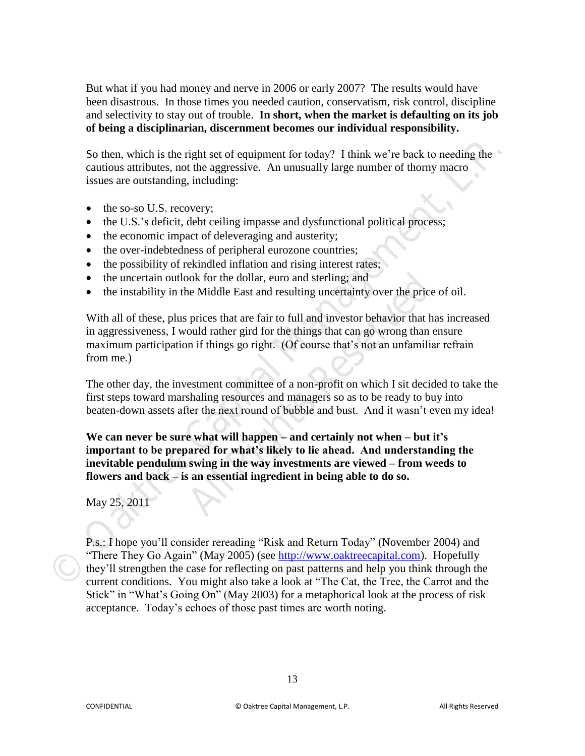But what if you had money and nerve in 2006 or early 2007? The results would have been disastrous. In those times you needed caution, conservatism, risk control, discipline and selectivity to stay out of trouble. **In short, when the market is defaulting on its job of being a disciplinarian, discernment becomes our individual responsibility.**

So then, which is the right set of equipment for today? I think we're back to needing the cautious attributes, not the aggressive. An unusually large number of thorny macro issues are outstanding, including:

- the so-so U.S. recovery;
- the U.S.'s deficit, debt ceiling impasse and dysfunctional political process;
- the economic impact of deleveraging and austerity;
- the over-indebtedness of peripheral eurozone countries;
- the possibility of rekindled inflation and rising interest rates;
- the uncertain outlook for the dollar, euro and sterling; and
- the instability in the Middle East and resulting uncertainty over the price of oil.

With all of these, plus prices that are fair to full and investor behavior that has increased in aggressiveness, I would rather gird for the things that can go wrong than ensure maximum participation if things go right. (Of course that's not an unfamiliar refrain from me.)

The other day, the investment committee of a non-profit on which I sit decided to take the first steps toward marshaling resources and managers so as to be ready to buy into beaten-down assets after the next round of bubble and bust. And it wasn't even my idea!

**We can never be sure what will happen – and certainly not when – but it's important to be prepared for what's likely to lie ahead. And understanding the inevitable pendulum swing in the way investments are viewed – from weeds to flowers and back – is an essential ingredient in being able to do so.**

May 25, 2011

P.s.: I hope you'll consider rereading "Risk and Return Today" (November 2004) and "There They Go Again" (May 2005) (see http://www.oaktreecapital.com). Hopefully they'll strengthen the case for reflecting on past patterns and help you think through the current conditions. You might also take a look at "The Cat, the Tree, the Carrot and the Stick" in "What's Going On" (May 2003) for a metaphorical look at the process of risk acceptance. Today's echoes of those past times are worth noting.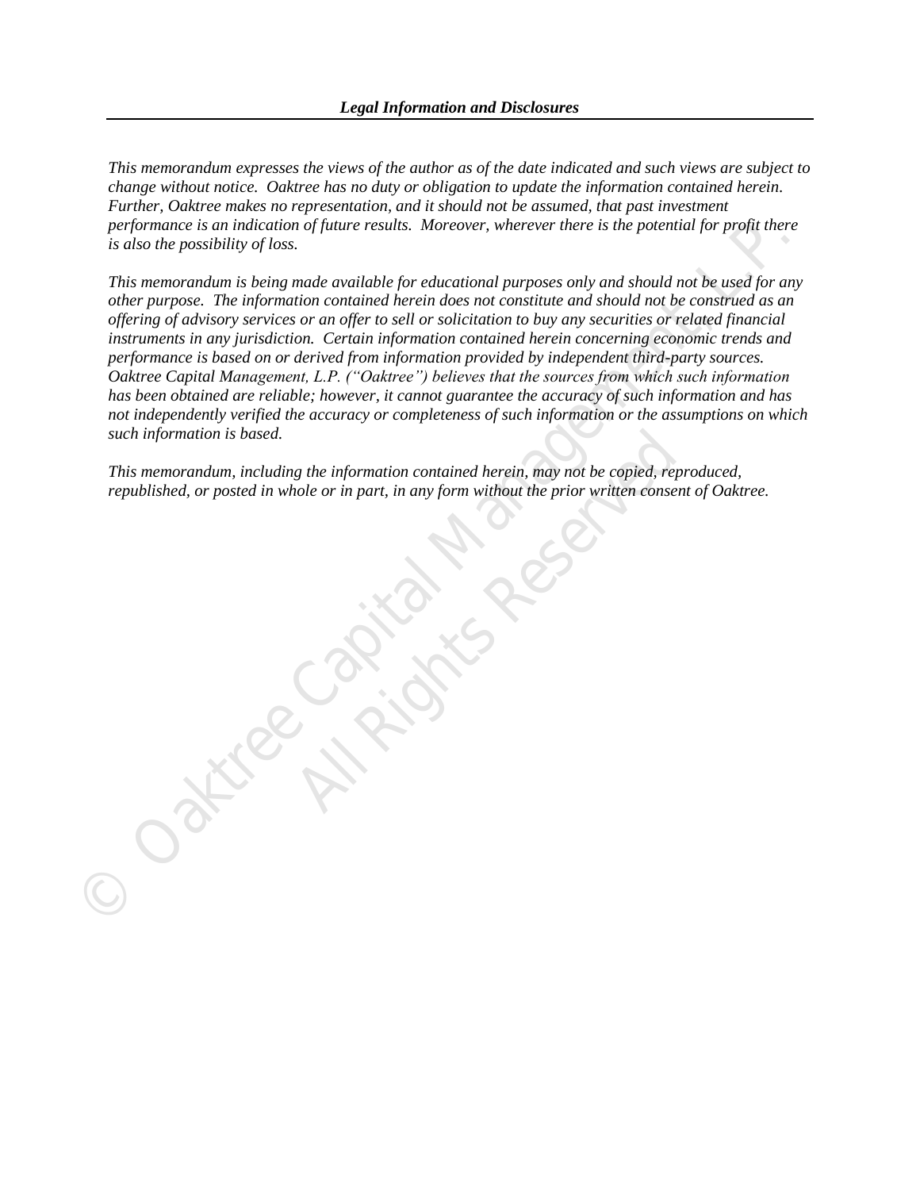***Legal Information and Disclosures***

*This memorandum expresses the views of the author as of the date indicated and such views are subject to change without notice. Oaktree has no duty or obligation to update the information contained herein. Further, Oaktree makes no representation, and it should not be assumed, that past investment performance is an indication of future results. Moreover, wherever there is the potential for profit there is also the possibility of loss.*

*This memorandum is being made available for educational purposes only and should not be used for any other purpose. The information contained herein does not constitute and should not be construed as an offering of advisory services or an offer to sell or solicitation to buy any securities or related financial instruments in any jurisdiction. Certain information contained herein concerning economic trends and performance is based on or derived from information provided by independent third-party sources. Oaktree Capital Management, L.P. ("Oaktree") believes that the sources from which such information has been obtained are reliable; however, it cannot guarantee the accuracy of such information and has not independently verified the accuracy or completeness of such information or the assumptions on which such information is based.*

*This memorandum, including the information contained herein, may not be copied, reproduced, republished, or posted in whole or in part, in any form without the prior written consent of Oaktree.*